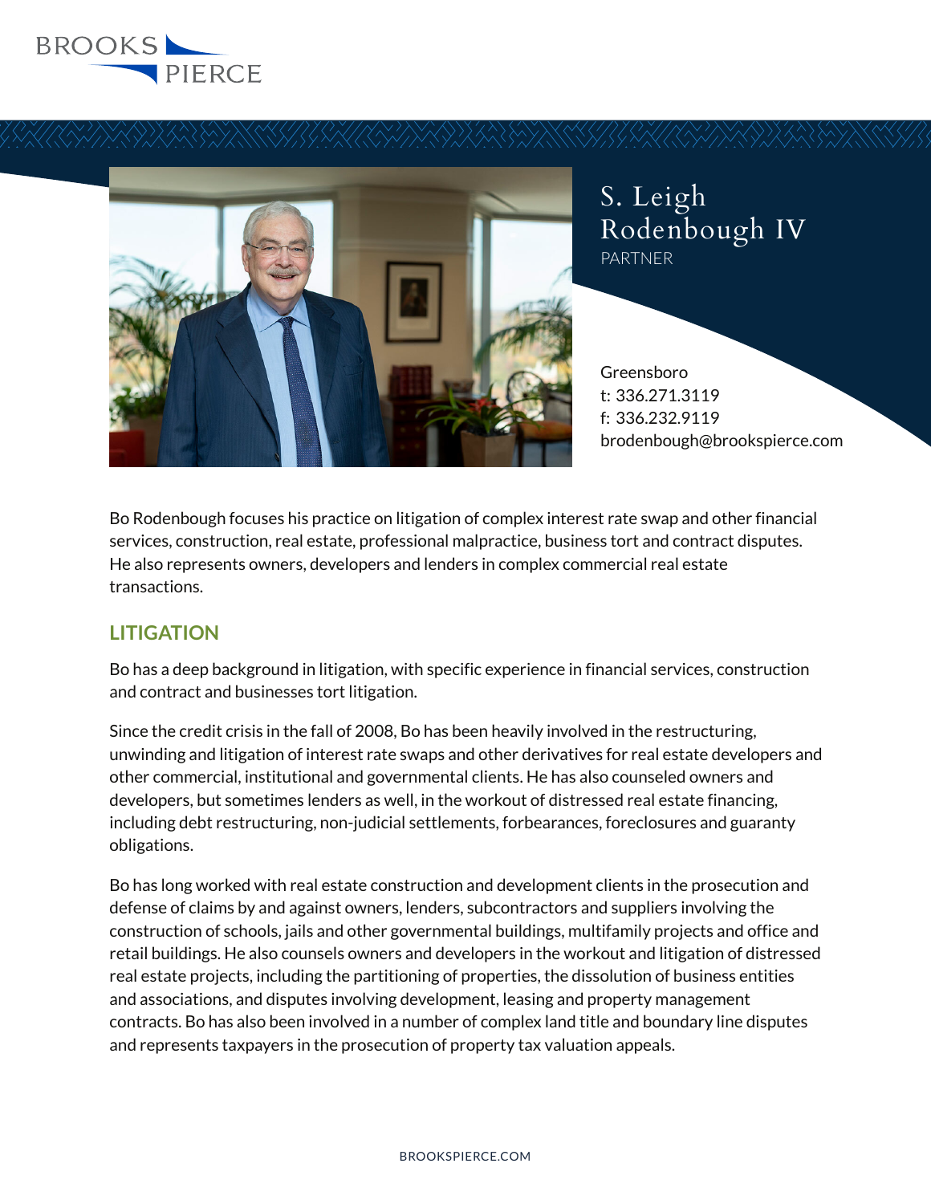# S. Leigh Rodenbough IV

PARTNER

Greensboro
t: 336.271.3119
f: 336.232.9119
brodenbough@brookspierce.com

Bo Rodenbough focuses his practice on litigation of complex interest rate swap and other financial services, construction, real estate, professional malpractice, business tort and contract disputes. He also represents owners, developers and lenders in complex commercial real estate transactions.

## LITIGATION

Bo has a deep background in litigation, with specific experience in financial services, construction and contract and businesses tort litigation.

Since the credit crisis in the fall of 2008, Bo has been heavily involved in the restructuring, unwinding and litigation of interest rate swaps and other derivatives for real estate developers and other commercial, institutional and governmental clients. He has also counseled owners and developers, but sometimes lenders as well, in the workout of distressed real estate financing, including debt restructuring, non-judicial settlements, forbearances, foreclosures and guaranty obligations.

Bo has long worked with real estate construction and development clients in the prosecution and defense of claims by and against owners, lenders, subcontractors and suppliers involving the construction of schools, jails and other governmental buildings, multifamily projects and office and retail buildings. He also counsels owners and developers in the workout and litigation of distressed real estate projects, including the partitioning of properties, the dissolution of business entities and associations, and disputes involving development, leasing and property management contracts. Bo has also been involved in a number of complex land title and boundary line disputes and represents taxpayers in the prosecution of property tax valuation appeals.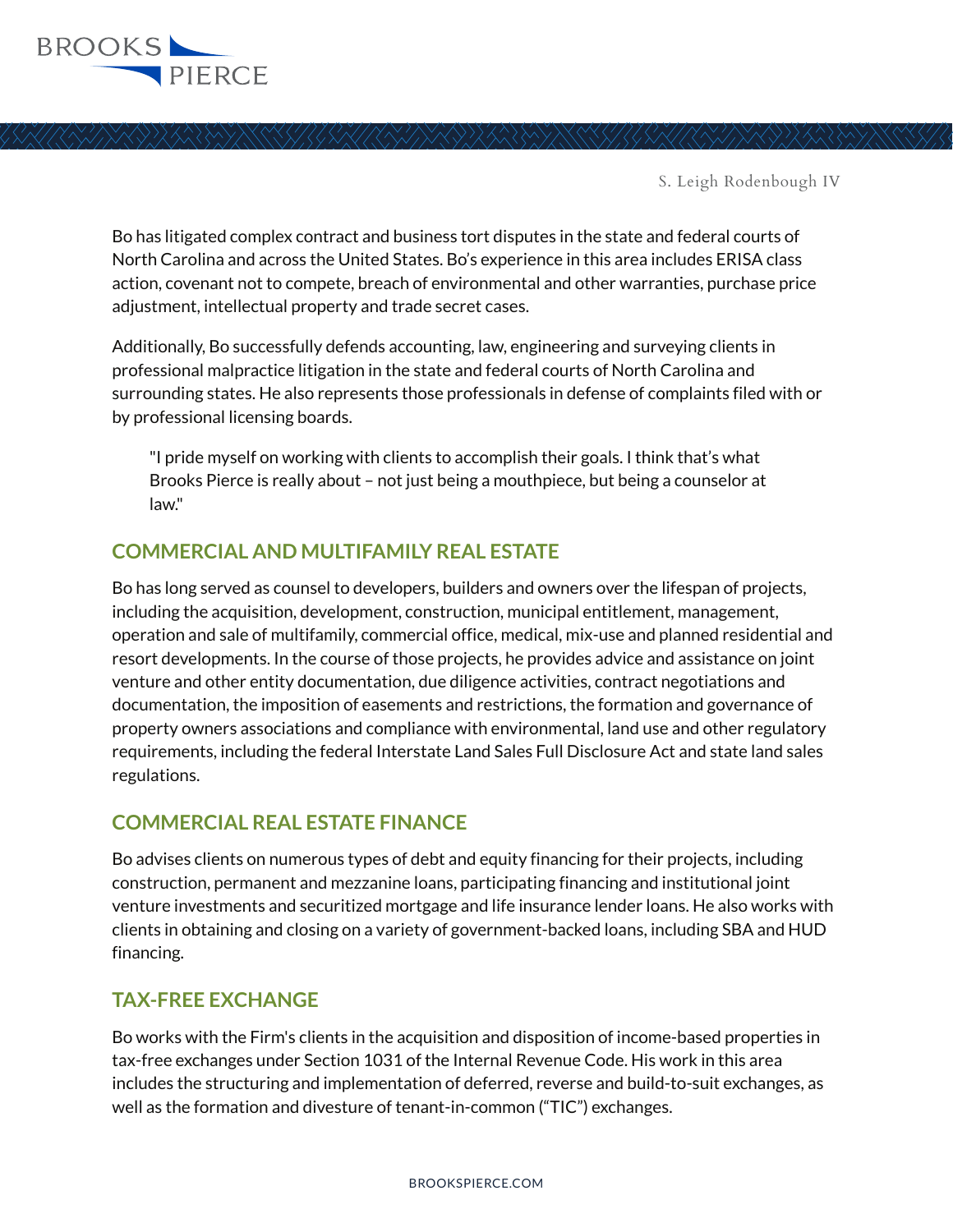Bo has litigated complex contract and business tort disputes in the state and federal courts of North Carolina and across the United States. Bo's experience in this area includes ERISA class action, covenant not to compete, breach of environmental and other warranties, purchase price adjustment, intellectual property and trade secret cases.

Additionally, Bo successfully defends accounting, law, engineering and surveying clients in professional malpractice litigation in the state and federal courts of North Carolina and surrounding states. He also represents those professionals in defense of complaints filed with or by professional licensing boards.

> "I pride myself on working with clients to accomplish their goals. I think that's what Brooks Pierce is really about – not just being a mouthpiece, but being a counselor at law."

## COMMERCIAL AND MULTIFAMILY REAL ESTATE

Bo has long served as counsel to developers, builders and owners over the lifespan of projects, including the acquisition, development, construction, municipal entitlement, management, operation and sale of multifamily, commercial office, medical, mix-use and planned residential and resort developments. In the course of those projects, he provides advice and assistance on joint venture and other entity documentation, due diligence activities, contract negotiations and documentation, the imposition of easements and restrictions, the formation and governance of property owners associations and compliance with environmental, land use and other regulatory requirements, including the federal Interstate Land Sales Full Disclosure Act and state land sales regulations.

## COMMERCIAL REAL ESTATE FINANCE

Bo advises clients on numerous types of debt and equity financing for their projects, including construction, permanent and mezzanine loans, participating financing and institutional joint venture investments and securitized mortgage and life insurance lender loans. He also works with clients in obtaining and closing on a variety of government-backed loans, including SBA and HUD financing.

## TAX-FREE EXCHANGE

Bo works with the Firm's clients in the acquisition and disposition of income-based properties in tax-free exchanges under Section 1031 of the Internal Revenue Code. His work in this area includes the structuring and implementation of deferred, reverse and build-to-suit exchanges, as well as the formation and divesture of tenant-in-common ("TIC") exchanges.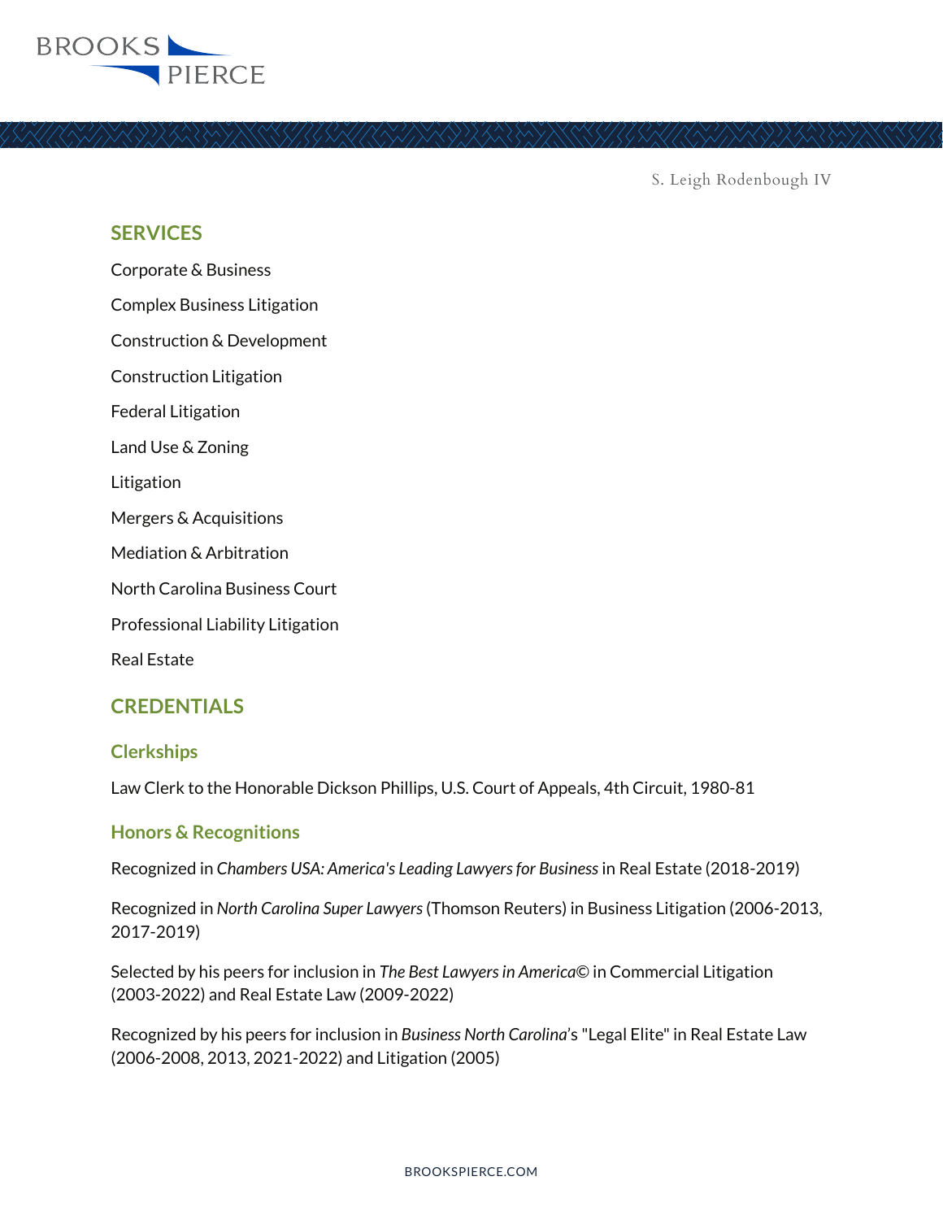## SERVICES

Corporate & Business

Complex Business Litigation

Construction & Development

Construction Litigation

Federal Litigation

Land Use & Zoning

Litigation

Mergers & Acquisitions

Mediation & Arbitration

North Carolina Business Court

Professional Liability Litigation

Real Estate

## CREDENTIALS

### Clerkships

Law Clerk to the Honorable Dickson Phillips, U.S. Court of Appeals, 4th Circuit, 1980-81

### Honors & Recognitions

Recognized in *Chambers USA: America's Leading Lawyers for Business* in Real Estate (2018-2019)

Recognized in *North Carolina Super Lawyers* (Thomson Reuters) in Business Litigation (2006-2013, 2017-2019)

Selected by his peers for inclusion in *The Best Lawyers in America©* in Commercial Litigation (2003-2022) and Real Estate Law (2009-2022)

Recognized by his peers for inclusion in *Business North Carolina*'s "Legal Elite" in Real Estate Law (2006-2008, 2013, 2021-2022) and Litigation (2005)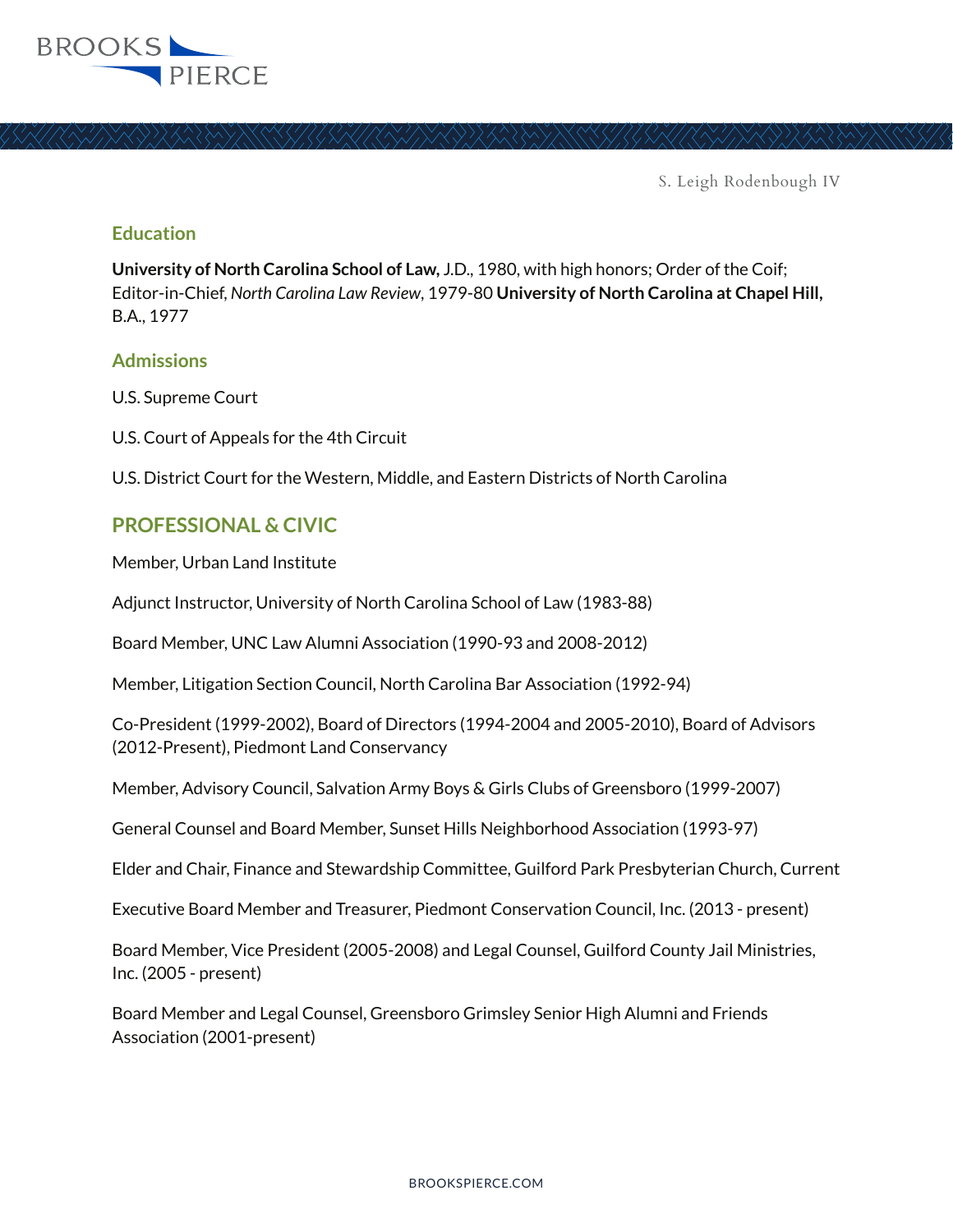## Education

**University of North Carolina School of Law,** J.D., 1980, with high honors; Order of the Coif; Editor-in-Chief, *North Carolina Law Review*, 1979-80 **University of North Carolina at Chapel Hill,** B.A., 1977

## Admissions

U.S. Supreme Court

U.S. Court of Appeals for the 4th Circuit

U.S. District Court for the Western, Middle, and Eastern Districts of North Carolina

## PROFESSIONAL & CIVIC

Member, Urban Land Institute

Adjunct Instructor, University of North Carolina School of Law (1983-88)

Board Member, UNC Law Alumni Association (1990-93 and 2008-2012)

Member, Litigation Section Council, North Carolina Bar Association (1992-94)

Co-President (1999-2002), Board of Directors (1994-2004 and 2005-2010), Board of Advisors (2012-Present), Piedmont Land Conservancy

Member, Advisory Council, Salvation Army Boys & Girls Clubs of Greensboro (1999-2007)

General Counsel and Board Member, Sunset Hills Neighborhood Association (1993-97)

Elder and Chair, Finance and Stewardship Committee, Guilford Park Presbyterian Church, Current

Executive Board Member and Treasurer, Piedmont Conservation Council, Inc. (2013 - present)

Board Member, Vice President (2005-2008) and Legal Counsel, Guilford County Jail Ministries, Inc. (2005 - present)

Board Member and Legal Counsel, Greensboro Grimsley Senior High Alumni and Friends Association (2001-present)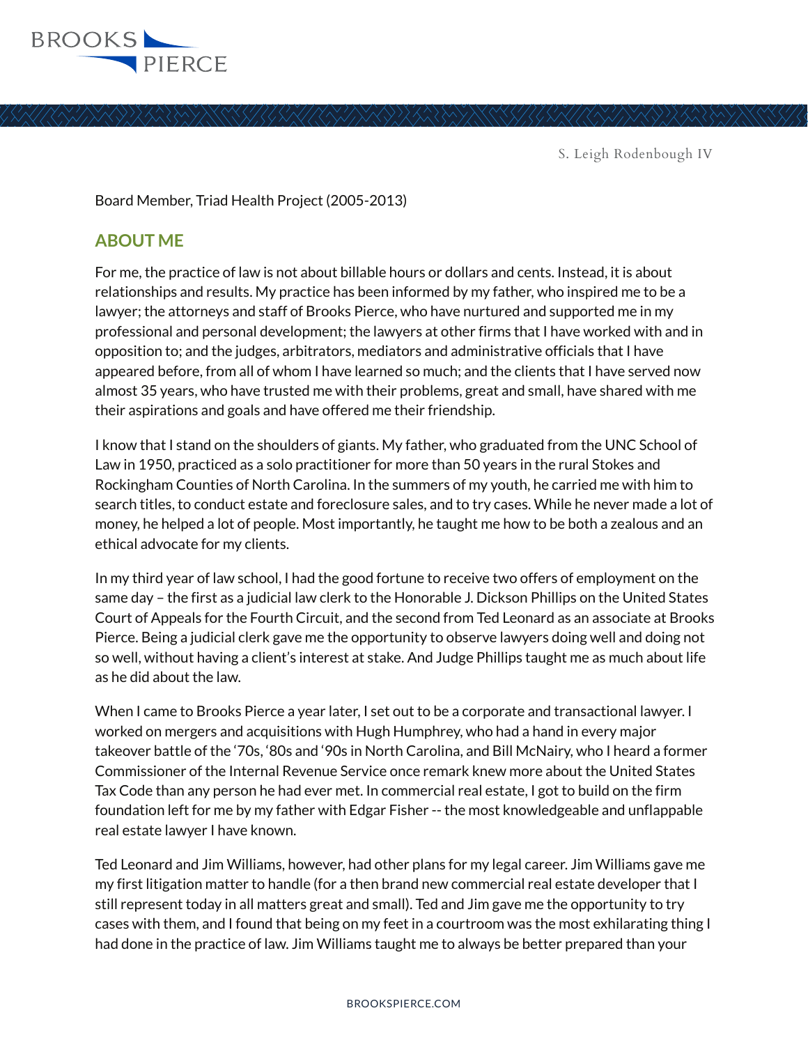Board Member, Triad Health Project (2005-2013)

## ABOUT ME

For me, the practice of law is not about billable hours or dollars and cents. Instead, it is about relationships and results. My practice has been informed by my father, who inspired me to be a lawyer; the attorneys and staff of Brooks Pierce, who have nurtured and supported me in my professional and personal development; the lawyers at other firms that I have worked with and in opposition to; and the judges, arbitrators, mediators and administrative officials that I have appeared before, from all of whom I have learned so much; and the clients that I have served now almost 35 years, who have trusted me with their problems, great and small, have shared with me their aspirations and goals and have offered me their friendship.

I know that I stand on the shoulders of giants. My father, who graduated from the UNC School of Law in 1950, practiced as a solo practitioner for more than 50 years in the rural Stokes and Rockingham Counties of North Carolina. In the summers of my youth, he carried me with him to search titles, to conduct estate and foreclosure sales, and to try cases. While he never made a lot of money, he helped a lot of people. Most importantly, he taught me how to be both a zealous and an ethical advocate for my clients.

In my third year of law school, I had the good fortune to receive two offers of employment on the same day – the first as a judicial law clerk to the Honorable J. Dickson Phillips on the United States Court of Appeals for the Fourth Circuit, and the second from Ted Leonard as an associate at Brooks Pierce. Being a judicial clerk gave me the opportunity to observe lawyers doing well and doing not so well, without having a client's interest at stake. And Judge Phillips taught me as much about life as he did about the law.

When I came to Brooks Pierce a year later, I set out to be a corporate and transactional lawyer. I worked on mergers and acquisitions with Hugh Humphrey, who had a hand in every major takeover battle of the '70s, '80s and '90s in North Carolina, and Bill McNairy, who I heard a former Commissioner of the Internal Revenue Service once remark knew more about the United States Tax Code than any person he had ever met. In commercial real estate, I got to build on the firm foundation left for me by my father with Edgar Fisher -- the most knowledgeable and unflappable real estate lawyer I have known.

Ted Leonard and Jim Williams, however, had other plans for my legal career. Jim Williams gave me my first litigation matter to handle (for a then brand new commercial real estate developer that I still represent today in all matters great and small). Ted and Jim gave me the opportunity to try cases with them, and I found that being on my feet in a courtroom was the most exhilarating thing I had done in the practice of law. Jim Williams taught me to always be better prepared than your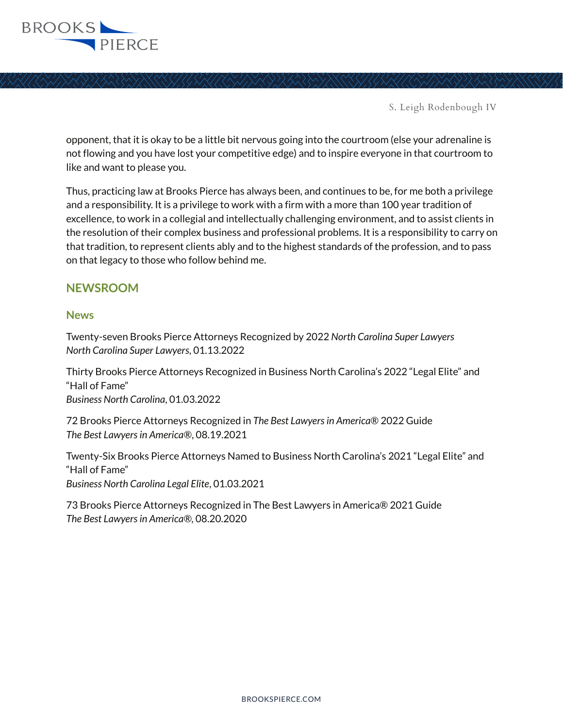opponent, that it is okay to be a little bit nervous going into the courtroom (else your adrenaline is not flowing and you have lost your competitive edge) and to inspire everyone in that courtroom to like and want to please you.

Thus, practicing law at Brooks Pierce has always been, and continues to be, for me both a privilege and a responsibility. It is a privilege to work with a firm with a more than 100 year tradition of excellence, to work in a collegial and intellectually challenging environment, and to assist clients in the resolution of their complex business and professional problems. It is a responsibility to carry on that tradition, to represent clients ably and to the highest standards of the profession, and to pass on that legacy to those who follow behind me.

## NEWSROOM

### News

Twenty-seven Brooks Pierce Attorneys Recognized by 2022 *North Carolina Super Lawyers*
*North Carolina Super Lawyers*, 01.13.2022

Thirty Brooks Pierce Attorneys Recognized in Business North Carolina's 2022 "Legal Elite" and "Hall of Fame"
*Business North Carolina*, 01.03.2022

72 Brooks Pierce Attorneys Recognized in *The Best Lawyers in America*® 2022 Guide
*The Best Lawyers in America*®, 08.19.2021

Twenty-Six Brooks Pierce Attorneys Named to Business North Carolina's 2021 "Legal Elite" and "Hall of Fame"
*Business North Carolina Legal Elite*, 01.03.2021

73 Brooks Pierce Attorneys Recognized in The Best Lawyers in America® 2021 Guide
*The Best Lawyers in America*®, 08.20.2020